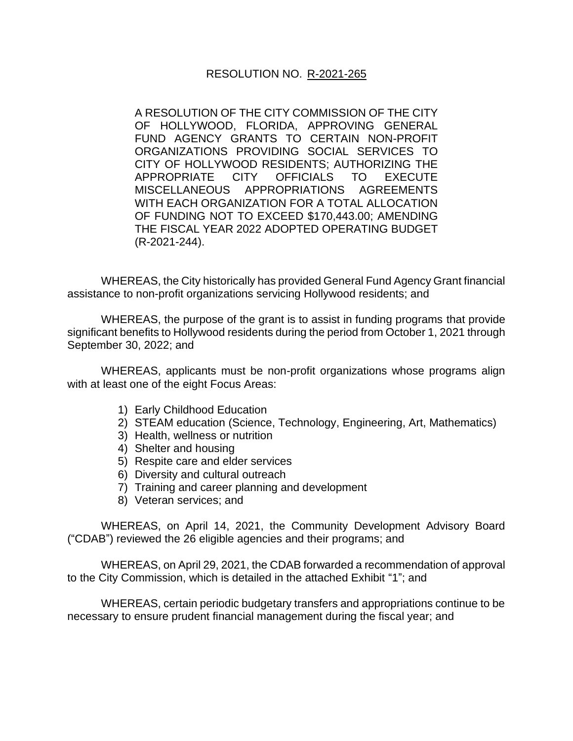# RESOLUTION NO. R-2021-265

A RESOLUTION OF THE CITY COMMISSION OF THE CITY OF HOLLYWOOD, FLORIDA, APPROVING GENERAL FUND AGENCY GRANTS TO CERTAIN NON-PROFIT ORGANIZATIONS PROVIDING SOCIAL SERVICES TO CITY OF HOLLYWOOD RESIDENTS; AUTHORIZING THE APPROPRIATE CITY OFFICIALS TO EXECUTE MISCELLANEOUS APPROPRIATIONS AGREEMENTS WITH EACH ORGANIZATION FOR A TOTAL ALLOCATION OF FUNDING NOT TO EXCEED $170,443.00; AMENDING THE FISCAL YEAR 2022 ADOPTED OPERATING BUDGET (R-2021-244).

WHEREAS, the City historically has provided General Fund Agency Grant financial assistance to non-profit organizations servicing Hollywood residents; and

WHEREAS, the purpose of the grant is to assist in funding programs that provide significant benefits to Hollywood residents during the period from October 1, 2021 through September 30, 2022; and

WHEREAS, applicants must be non-profit organizations whose programs align with at least one of the eight Focus Areas:

1) Early Childhood Education
2) STEAM education (Science, Technology, Engineering, Art, Mathematics)
3) Health, wellness or nutrition
4) Shelter and housing
5) Respite care and elder services
6) Diversity and cultural outreach
7) Training and career planning and development
8) Veteran services; and

WHEREAS, on April 14, 2021, the Community Development Advisory Board ("CDAB") reviewed the 26 eligible agencies and their programs; and

WHEREAS, on April 29, 2021, the CDAB forwarded a recommendation of approval to the City Commission, which is detailed in the attached Exhibit "1"; and

WHEREAS, certain periodic budgetary transfers and appropriations continue to be necessary to ensure prudent financial management during the fiscal year; and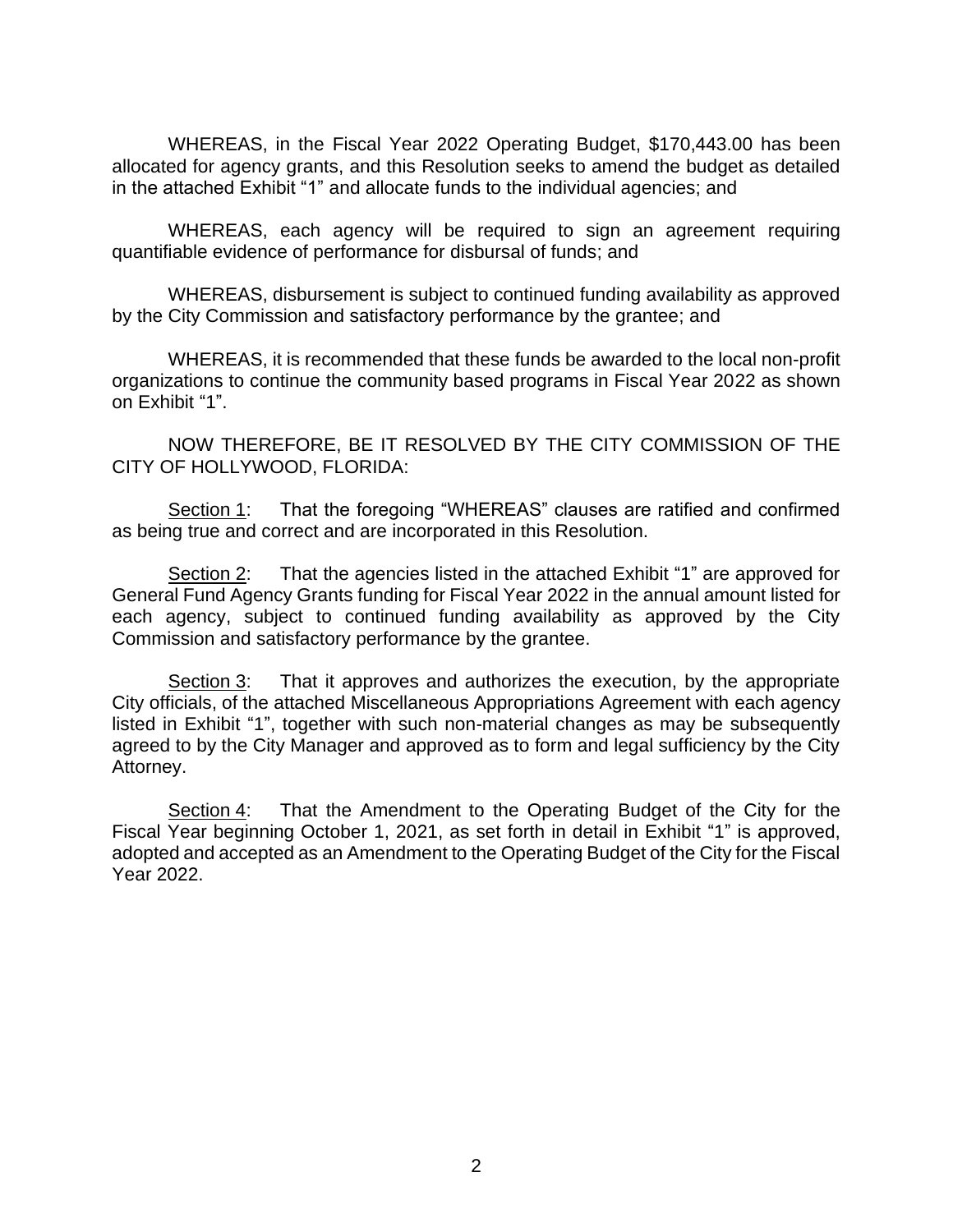WHEREAS, in the Fiscal Year 2022 Operating Budget, $170,443.00 has been allocated for agency grants, and this Resolution seeks to amend the budget as detailed in the attached Exhibit "1" and allocate funds to the individual agencies; and

WHEREAS, each agency will be required to sign an agreement requiring quantifiable evidence of performance for disbursal of funds; and

WHEREAS, disbursement is subject to continued funding availability as approved by the City Commission and satisfactory performance by the grantee; and

WHEREAS, it is recommended that these funds be awarded to the local non-profit organizations to continue the community based programs in Fiscal Year 2022 as shown on Exhibit "1".

NOW THEREFORE, BE IT RESOLVED BY THE CITY COMMISSION OF THE CITY OF HOLLYWOOD, FLORIDA:

<u>Section 1</u>: That the foregoing "WHEREAS" clauses are ratified and confirmed as being true and correct and are incorporated in this Resolution.

<u>Section 2</u>: That the agencies listed in the attached Exhibit "1" are approved for General Fund Agency Grants funding for Fiscal Year 2022 in the annual amount listed for each agency, subject to continued funding availability as approved by the City Commission and satisfactory performance by the grantee.

<u>Section 3</u>: That it approves and authorizes the execution, by the appropriate City officials, of the attached Miscellaneous Appropriations Agreement with each agency listed in Exhibit "1", together with such non-material changes as may be subsequently agreed to by the City Manager and approved as to form and legal sufficiency by the City Attorney.

<u>Section 4</u>: That the Amendment to the Operating Budget of the City for the Fiscal Year beginning October 1, 2021, as set forth in detail in Exhibit "1" is approved, adopted and accepted as an Amendment to the Operating Budget of the City for the Fiscal Year 2022.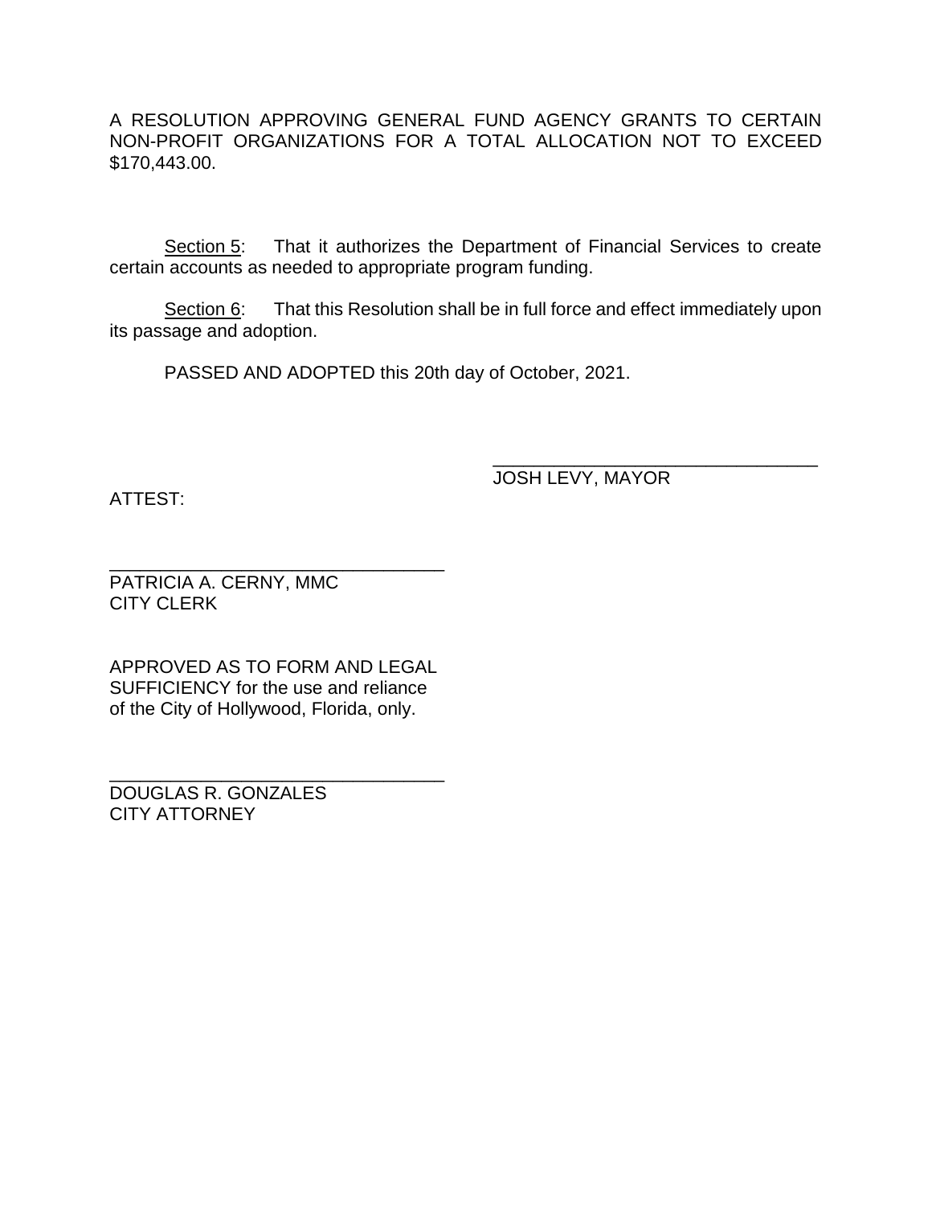A RESOLUTION APPROVING GENERAL FUND AGENCY GRANTS TO CERTAIN NON-PROFIT ORGANIZATIONS FOR A TOTAL ALLOCATION NOT TO EXCEED $170,443.00.

Section 5: That it authorizes the Department of Financial Services to create certain accounts as needed to appropriate program funding.

Section 6: That this Resolution shall be in full force and effect immediately upon its passage and adoption.

PASSED AND ADOPTED this 20th day of October, 2021.

_________________________________
JOSH LEVY, MAYOR

ATTEST:

_________________________________
PATRICIA A. CERNY, MMC
CITY CLERK

APPROVED AS TO FORM AND LEGAL SUFFICIENCY for the use and reliance of the City of Hollywood, Florida, only.

_________________________________
DOUGLAS R. GONZALES
CITY ATTORNEY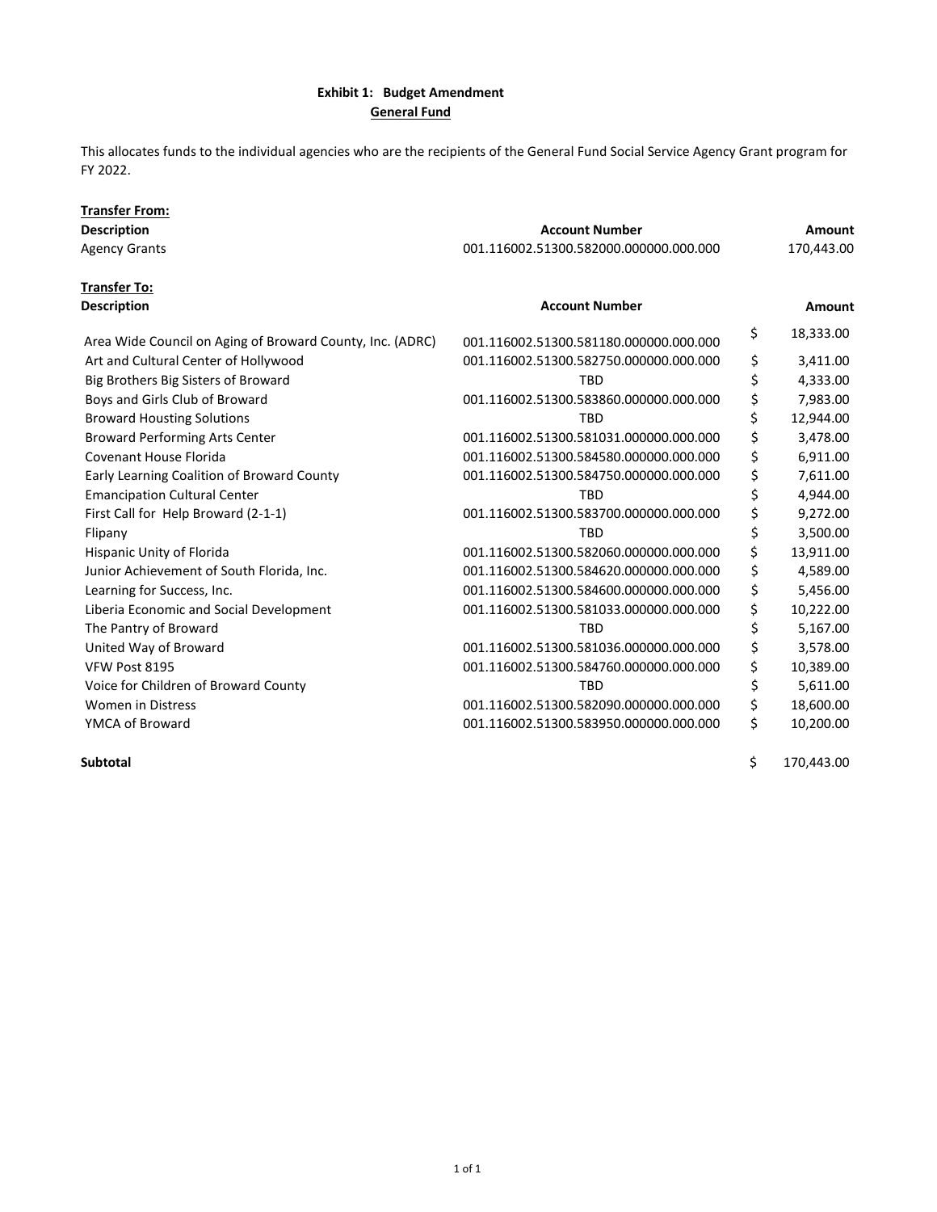# Exhibit 1: Budget Amendment

## General Fund

This allocates funds to the individual agencies who are the recipients of the General Fund Social Service Agency Grant program for FY 2022.

**Transfer From:**

| Description | Account Number | Amount |
|---|---|---|
| Agency Grants | 001.116002.51300.582000.000000.000.000 | 170,443.00 |

**Transfer To:**

| Description | Account Number | Amount |
|---|---|---|
| Area Wide Council on Aging of Broward County, Inc. (ADRC) | 001.116002.51300.581180.000000.000.000 | $ 18,333.00 |
| Art and Cultural Center of Hollywood | 001.116002.51300.582750.000000.000.000 | $ 3,411.00 |
| Big Brothers Big Sisters of Broward | TBD | $ 4,333.00 |
| Boys and Girls Club of Broward | 001.116002.51300.583860.000000.000.000 | $ 7,983.00 |
| Broward Housting Solutions | TBD | $ 12,944.00 |
| Broward Performing Arts Center | 001.116002.51300.581031.000000.000.000 | $ 3,478.00 |
| Covenant House Florida | 001.116002.51300.584580.000000.000.000 | $ 6,911.00 |
| Early Learning Coalition of Broward County | 001.116002.51300.584750.000000.000.000 | $ 7,611.00 |
| Emancipation Cultural Center | TBD | $ 4,944.00 |
| First Call for Help Broward (2-1-1) | 001.116002.51300.583700.000000.000.000 | $ 9,272.00 |
| Flipany | TBD | $ 3,500.00 |
| Hispanic Unity of Florida | 001.116002.51300.582060.000000.000.000 | $ 13,911.00 |
| Junior Achievement of South Florida, Inc. | 001.116002.51300.584620.000000.000.000 | $ 4,589.00 |
| Learning for Success, Inc. | 001.116002.51300.584600.000000.000.000 | $ 5,456.00 |
| Liberia Economic and Social Development | 001.116002.51300.581033.000000.000.000 | $ 10,222.00 |
| The Pantry of Broward | TBD | $ 5,167.00 |
| United Way of Broward | 001.116002.51300.581036.000000.000.000 | $ 3,578.00 |
| VFW Post 8195 | 001.116002.51300.584760.000000.000.000 | $ 10,389.00 |
| Voice for Children of Broward County | TBD | $ 5,611.00 |
| Women in Distress | 001.116002.51300.582090.000000.000.000 | $ 18,600.00 |
| YMCA of Broward | 001.116002.51300.583950.000000.000.000 | $ 10,200.00 |
| **Subtotal** | | $ 170,443.00 |